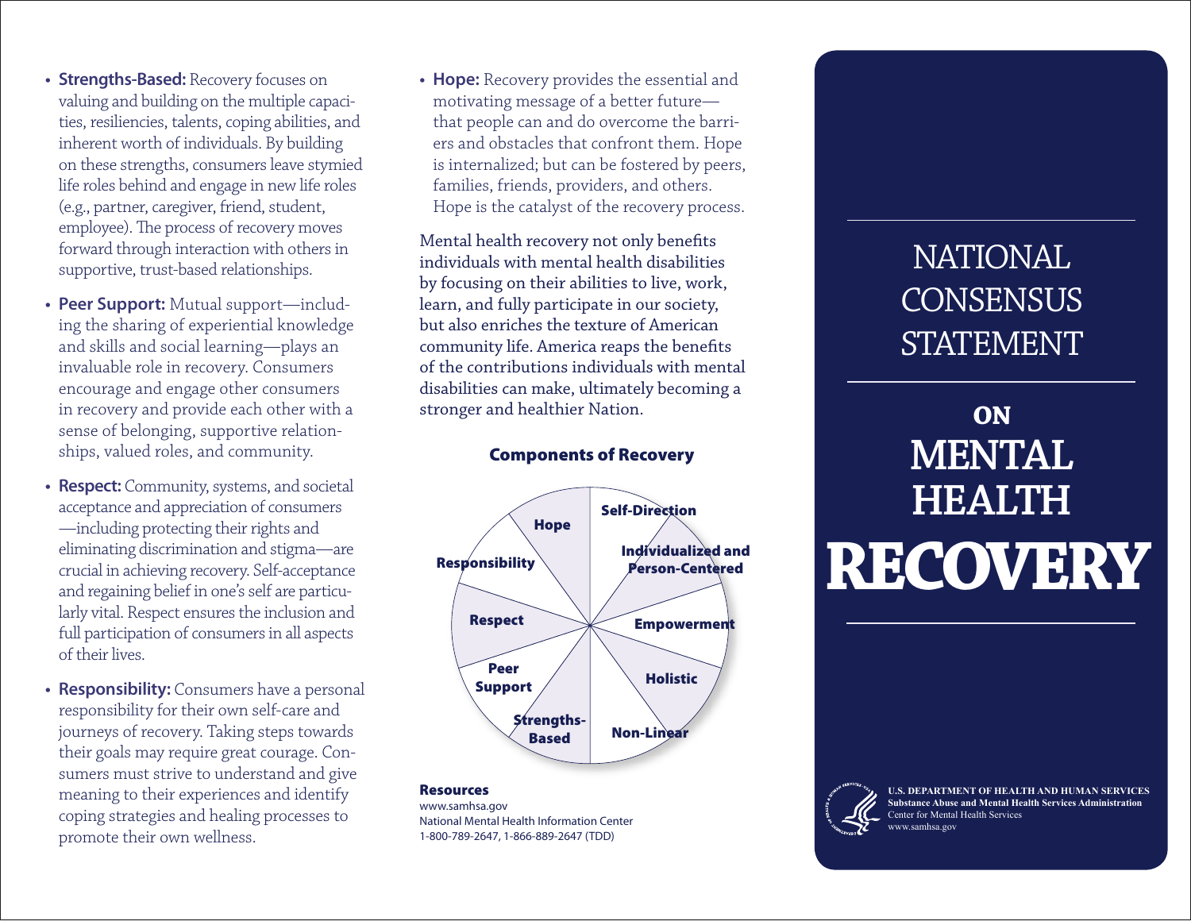- **Strengths-Based:** Recovery focuses on valuing and building on the multiple capacities, resiliencies, talents, coping abilities, and inherent worth of individuals. By building on these strengths, consumers leave stymied life roles behind and engage in new life roles (e.g., partner, caregiver, friend, student, employee). The process of recovery moves forward through interaction with others in supportive, trust-based relationships.
- **Peer Support:** Mutual support—including the sharing of experiential knowledge and skills and social learning—plays an invaluable role in recovery. Consumers encourage and engage other consumers in recovery and provide each other with a sense of belonging, supportive relationships, valued roles, and community.
- **Respect:** Community, systems, and societal acceptance and appreciation of consumers —including protecting their rights and eliminating discrimination and stigma—are crucial in achieving recovery. Self-acceptance and regaining belief in one's self are particularly vital. Respect ensures the inclusion and full participation of consumers in all aspects of their lives.
- **Responsibility:** Consumers have a personal responsibility for their own self-care and journeys of recovery. Taking steps towards their goals may require great courage. Consumers must strive to understand and give meaning to their experiences and identify coping strategies and healing processes to promote their own wellness.
- **Hope:** Recovery provides the essential and motivating message of a better future— that people can and do overcome the barriers and obstacles that confront them. Hope is internalized; but can be fostered by peers, families, friends, providers, and others. Hope is the catalyst of the recovery process.

Mental health recovery not only benefits individuals with mental health disabilities by focusing on their abilities to live, work, learn, and fully participate in our society, but also enriches the texture of American community life. America reaps the benefits of the contributions individuals with mental disabilities can make, ultimately becoming a stronger and healthier Nation.

### Components of Recovery

Self-Direction
Individualized and Person-Centered
Empowerment
Holistic
Non-Linear
Strengths-Based
Peer Support
Respect
Responsibility
Hope

### Resources

www.samhsa.gov
National Mental Health Information Center
1-800-789-2647, 1-866-889-2647 (TDD)

# NATIONAL CONSENSUS STATEMENT ON MENTAL HEALTH RECOVERY

U.S. DEPARTMENT OF HEALTH AND HUMAN SERVICES
Substance Abuse and Mental Health Services Administration
Center for Mental Health Services
www.samhsa.gov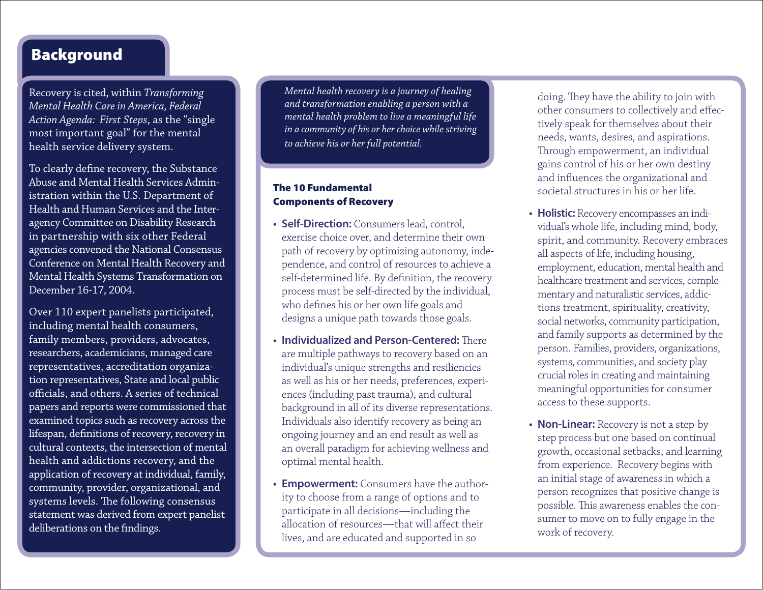## Background

Recovery is cited, within *Transforming Mental Health Care in America, Federal Action Agenda: First Steps*, as the "single most important goal" for the mental health service delivery system.

To clearly define recovery, the Substance Abuse and Mental Health Services Administration within the U.S. Department of Health and Human Services and the Interagency Committee on Disability Research in partnership with six other Federal agencies convened the National Consensus Conference on Mental Health Recovery and Mental Health Systems Transformation on December 16-17, 2004.

Over 110 expert panelists participated, including mental health consumers, family members, providers, advocates, researchers, academicians, managed care representatives, accreditation organization representatives, State and local public officials, and others. A series of technical papers and reports were commissioned that examined topics such as recovery across the lifespan, definitions of recovery, recovery in cultural contexts, the intersection of mental health and addictions recovery, and the application of recovery at individual, family, community, provider, organizational, and systems levels. The following consensus statement was derived from expert panelist deliberations on the findings.

*Mental health recovery is a journey of healing and transformation enabling a person with a mental health problem to live a meaningful life in a community of his or her choice while striving to achieve his or her full potential.*

### The 10 Fundamental Components of Recovery

- **Self-Direction:** Consumers lead, control, exercise choice over, and determine their own path of recovery by optimizing autonomy, independence, and control of resources to achieve a self-determined life. By definition, the recovery process must be self-directed by the individual, who defines his or her own life goals and designs a unique path towards those goals.
- **Individualized and Person-Centered:** There are multiple pathways to recovery based on an individual's unique strengths and resiliencies as well as his or her needs, preferences, experiences (including past trauma), and cultural background in all of its diverse representations. Individuals also identify recovery as being an ongoing journey and an end result as well as an overall paradigm for achieving wellness and optimal mental health.
- **Empowerment:** Consumers have the authority to choose from a range of options and to participate in all decisions—including the allocation of resources—that will affect their lives, and are educated and supported in so doing. They have the ability to join with other consumers to collectively and effectively speak for themselves about their needs, wants, desires, and aspirations. Through empowerment, an individual gains control of his or her own destiny and influences the organizational and societal structures in his or her life.
- **Holistic:** Recovery encompasses an individual's whole life, including mind, body, spirit, and community. Recovery embraces all aspects of life, including housing, employment, education, mental health and healthcare treatment and services, complementary and naturalistic services, addictions treatment, spirituality, creativity, social networks, community participation, and family supports as determined by the person. Families, providers, organizations, systems, communities, and society play crucial roles in creating and maintaining meaningful opportunities for consumer access to these supports.
- **Non-Linear:** Recovery is not a step-by-step process but one based on continual growth, occasional setbacks, and learning from experience. Recovery begins with an initial stage of awareness in which a person recognizes that positive change is possible. This awareness enables the consumer to move on to fully engage in the work of recovery.